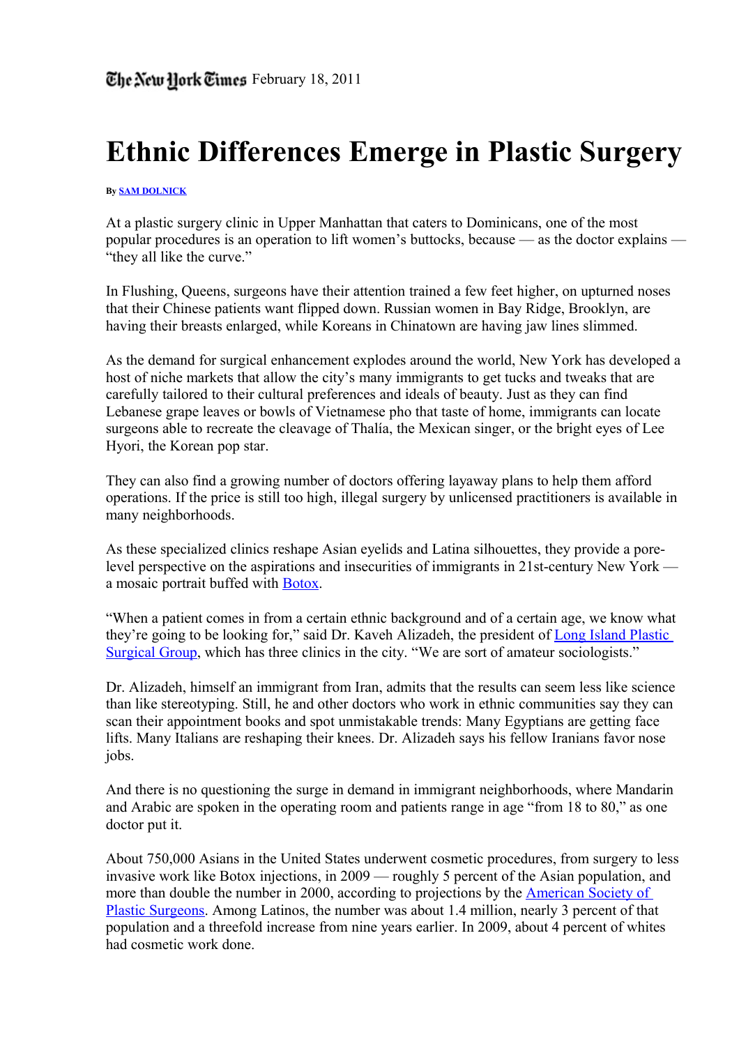The New York Times February 18, 2011

# Ethnic Differences Emerge in Plastic Surgery

**By SAM DOLNICK**

At a plastic surgery clinic in Upper Manhattan that caters to Dominicans, one of the most popular procedures is an operation to lift women's buttocks, because — as the doctor explains — "they all like the curve."

In Flushing, Queens, surgeons have their attention trained a few feet higher, on upturned noses that their Chinese patients want flipped down. Russian women in Bay Ridge, Brooklyn, are having their breasts enlarged, while Koreans in Chinatown are having jaw lines slimmed.

As the demand for surgical enhancement explodes around the world, New York has developed a host of niche markets that allow the city's many immigrants to get tucks and tweaks that are carefully tailored to their cultural preferences and ideals of beauty. Just as they can find Lebanese grape leaves or bowls of Vietnamese pho that taste of home, immigrants can locate surgeons able to recreate the cleavage of Thalía, the Mexican singer, or the bright eyes of Lee Hyori, the Korean pop star.

They can also find a growing number of doctors offering layaway plans to help them afford operations. If the price is still too high, illegal surgery by unlicensed practitioners is available in many neighborhoods.

As these specialized clinics reshape Asian eyelids and Latina silhouettes, they provide a pore-level perspective on the aspirations and insecurities of immigrants in 21st-century New York — a mosaic portrait buffed with Botox.

"When a patient comes in from a certain ethnic background and of a certain age, we know what they're going to be looking for," said Dr. Kaveh Alizadeh, the president of Long Island Plastic Surgical Group, which has three clinics in the city. "We are sort of amateur sociologists."

Dr. Alizadeh, himself an immigrant from Iran, admits that the results can seem less like science than like stereotyping. Still, he and other doctors who work in ethnic communities say they can scan their appointment books and spot unmistakable trends: Many Egyptians are getting face lifts. Many Italians are reshaping their knees. Dr. Alizadeh says his fellow Iranians favor nose jobs.

And there is no questioning the surge in demand in immigrant neighborhoods, where Mandarin and Arabic are spoken in the operating room and patients range in age "from 18 to 80," as one doctor put it.

About 750,000 Asians in the United States underwent cosmetic procedures, from surgery to less invasive work like Botox injections, in 2009 — roughly 5 percent of the Asian population, and more than double the number in 2000, according to projections by the American Society of Plastic Surgeons. Among Latinos, the number was about 1.4 million, nearly 3 percent of that population and a threefold increase from nine years earlier. In 2009, about 4 percent of whites had cosmetic work done.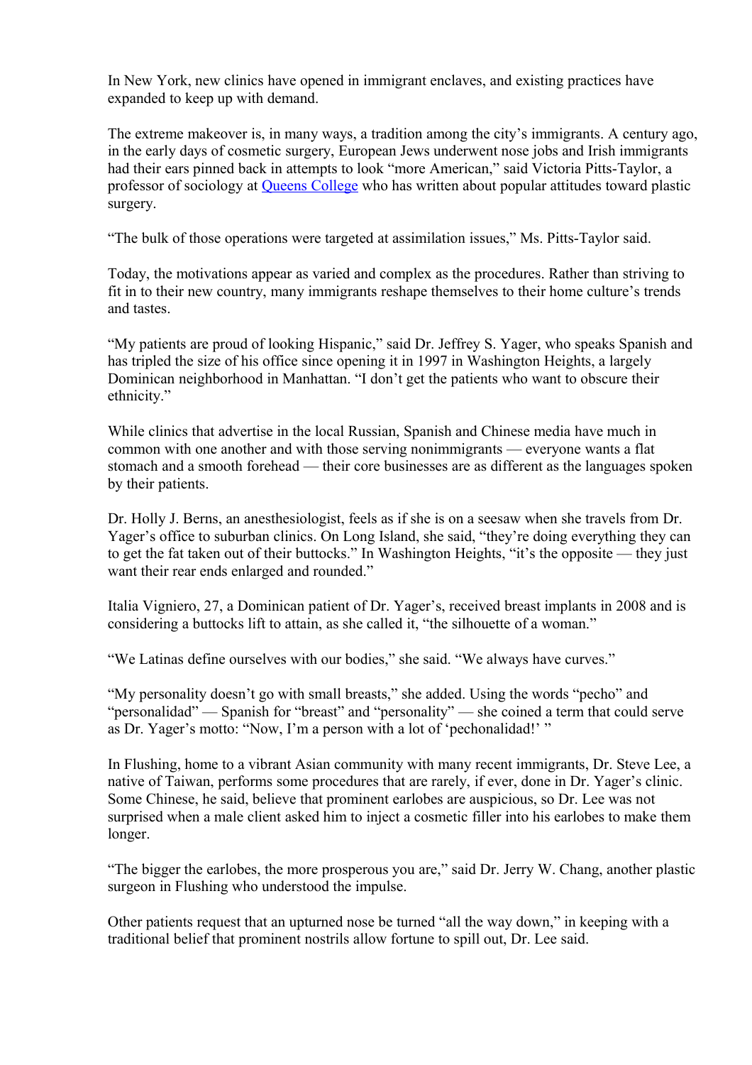In New York, new clinics have opened in immigrant enclaves, and existing practices have expanded to keep up with demand.

The extreme makeover is, in many ways, a tradition among the city's immigrants. A century ago, in the early days of cosmetic surgery, European Jews underwent nose jobs and Irish immigrants had their ears pinned back in attempts to look "more American," said Victoria Pitts-Taylor, a professor of sociology at Queens College who has written about popular attitudes toward plastic surgery.

"The bulk of those operations were targeted at assimilation issues," Ms. Pitts-Taylor said.

Today, the motivations appear as varied and complex as the procedures. Rather than striving to fit in to their new country, many immigrants reshape themselves to their home culture's trends and tastes.

"My patients are proud of looking Hispanic," said Dr. Jeffrey S. Yager, who speaks Spanish and has tripled the size of his office since opening it in 1997 in Washington Heights, a largely Dominican neighborhood in Manhattan. "I don't get the patients who want to obscure their ethnicity."

While clinics that advertise in the local Russian, Spanish and Chinese media have much in common with one another and with those serving nonimmigrants — everyone wants a flat stomach and a smooth forehead — their core businesses are as different as the languages spoken by their patients.

Dr. Holly J. Berns, an anesthesiologist, feels as if she is on a seesaw when she travels from Dr. Yager's office to suburban clinics. On Long Island, she said, "they're doing everything they can to get the fat taken out of their buttocks." In Washington Heights, "it's the opposite — they just want their rear ends enlarged and rounded."

Italia Vigniero, 27, a Dominican patient of Dr. Yager's, received breast implants in 2008 and is considering a buttocks lift to attain, as she called it, "the silhouette of a woman."

"We Latinas define ourselves with our bodies," she said. "We always have curves."

"My personality doesn't go with small breasts," she added. Using the words "pecho" and "personalidad" — Spanish for "breast" and "personality" — she coined a term that could serve as Dr. Yager's motto: "Now, I'm a person with a lot of 'pechonalidad!' "

In Flushing, home to a vibrant Asian community with many recent immigrants, Dr. Steve Lee, a native of Taiwan, performs some procedures that are rarely, if ever, done in Dr. Yager's clinic. Some Chinese, he said, believe that prominent earlobes are auspicious, so Dr. Lee was not surprised when a male client asked him to inject a cosmetic filler into his earlobes to make them longer.

"The bigger the earlobes, the more prosperous you are," said Dr. Jerry W. Chang, another plastic surgeon in Flushing who understood the impulse.

Other patients request that an upturned nose be turned "all the way down," in keeping with a traditional belief that prominent nostrils allow fortune to spill out, Dr. Lee said.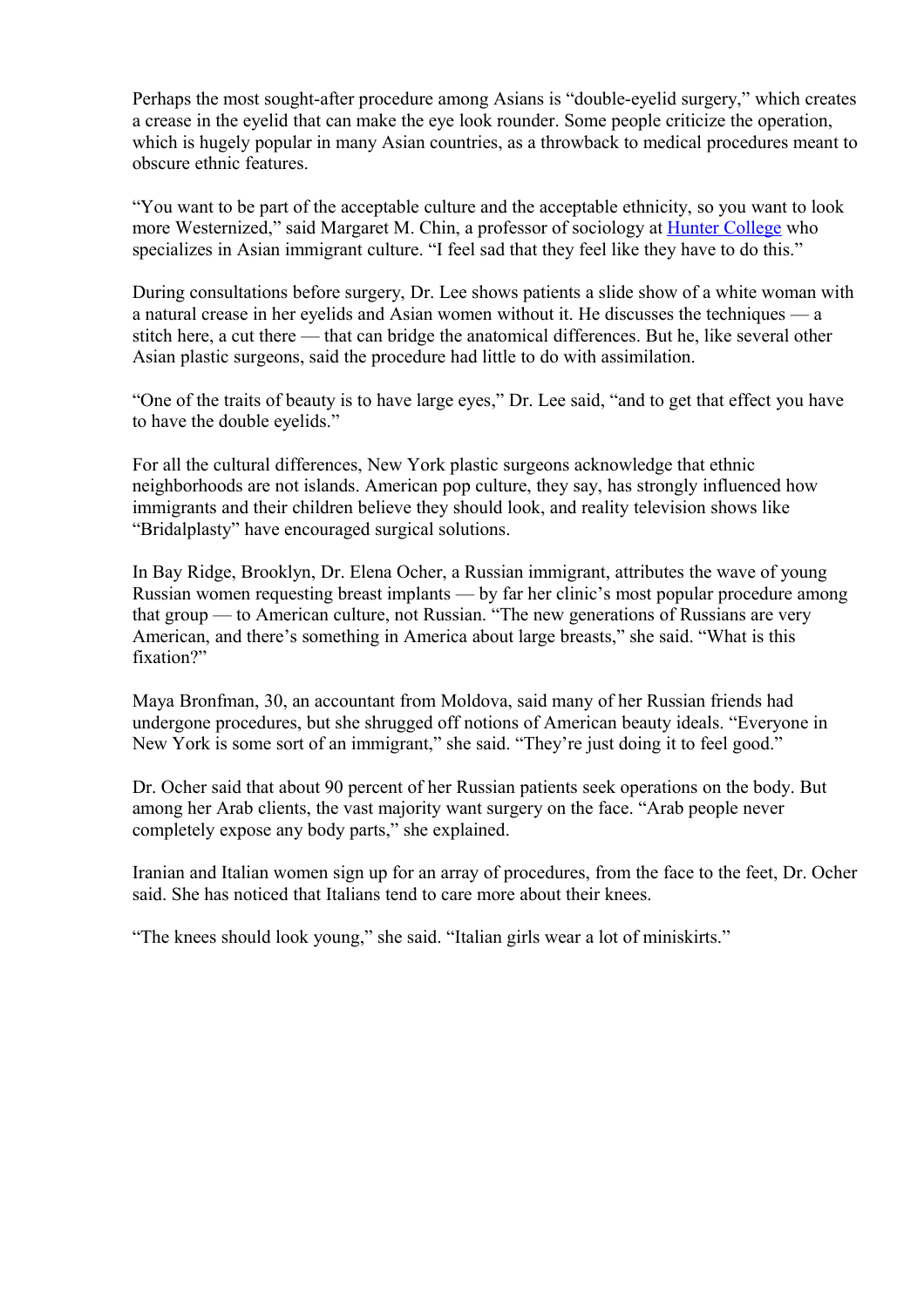Perhaps the most sought-after procedure among Asians is “double-eyelid surgery,” which creates a crease in the eyelid that can make the eye look rounder. Some people criticize the operation, which is hugely popular in many Asian countries, as a throwback to medical procedures meant to obscure ethnic features.

“You want to be part of the acceptable culture and the acceptable ethnicity, so you want to look more Westernized,” said Margaret M. Chin, a professor of sociology at Hunter College who specializes in Asian immigrant culture. “I feel sad that they feel like they have to do this.”

During consultations before surgery, Dr. Lee shows patients a slide show of a white woman with a natural crease in her eyelids and Asian women without it. He discusses the techniques — a stitch here, a cut there — that can bridge the anatomical differences. But he, like several other Asian plastic surgeons, said the procedure had little to do with assimilation.

“One of the traits of beauty is to have large eyes,” Dr. Lee said, “and to get that effect you have to have the double eyelids.”

For all the cultural differences, New York plastic surgeons acknowledge that ethnic neighborhoods are not islands. American pop culture, they say, has strongly influenced how immigrants and their children believe they should look, and reality television shows like “Bridalplasty” have encouraged surgical solutions.

In Bay Ridge, Brooklyn, Dr. Elena Ocher, a Russian immigrant, attributes the wave of young Russian women requesting breast implants — by far her clinic’s most popular procedure among that group — to American culture, not Russian. “The new generations of Russians are very American, and there’s something in America about large breasts,” she said. “What is this fixation?”

Maya Bronfman, 30, an accountant from Moldova, said many of her Russian friends had undergone procedures, but she shrugged off notions of American beauty ideals. “Everyone in New York is some sort of an immigrant,” she said. “They’re just doing it to feel good.”

Dr. Ocher said that about 90 percent of her Russian patients seek operations on the body. But among her Arab clients, the vast majority want surgery on the face. “Arab people never completely expose any body parts,” she explained.

Iranian and Italian women sign up for an array of procedures, from the face to the feet, Dr. Ocher said. She has noticed that Italians tend to care more about their knees.

“The knees should look young,” she said. “Italian girls wear a lot of miniskirts.”